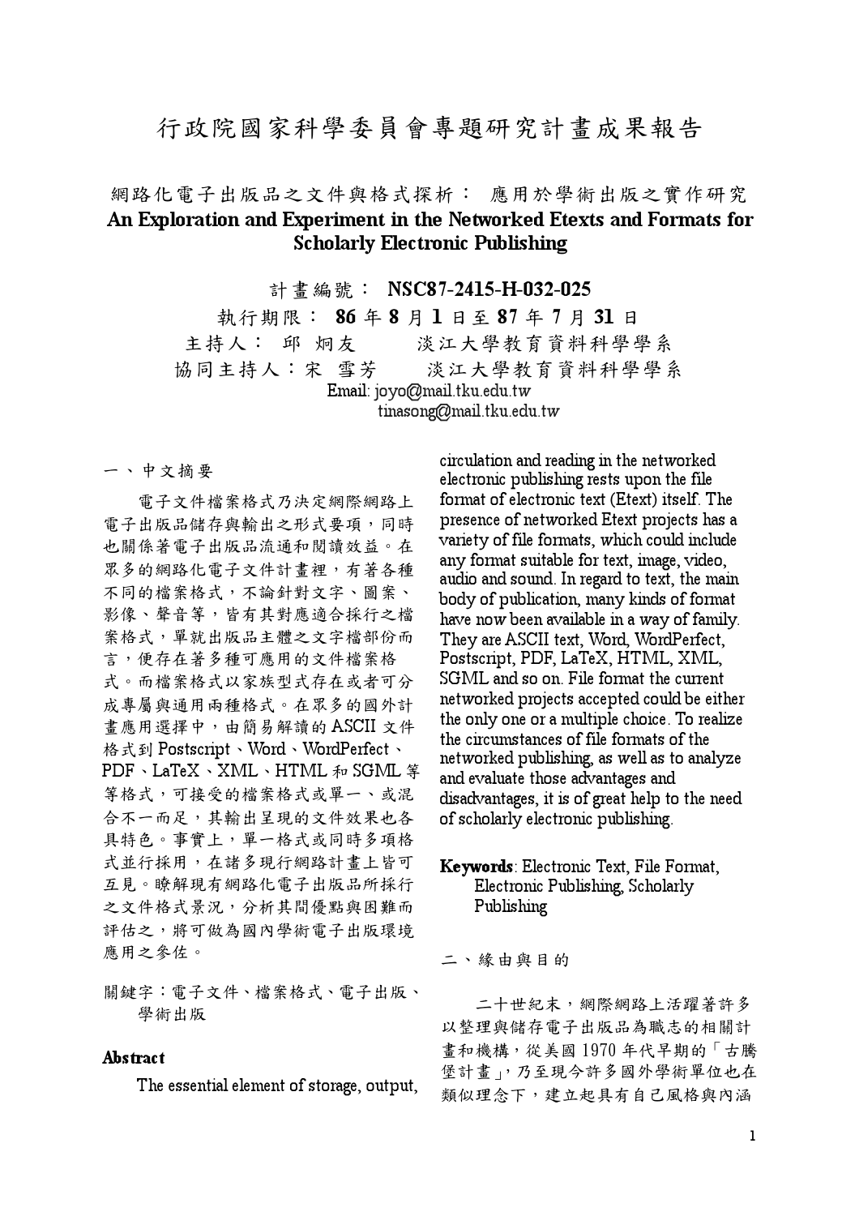# 行政院國家科學委員會專題研究計畫成果報告

## 網路化電子出版品之文件與格式探析： 應用於學術出版之實作研究

## An Exploration and Experiment in the Networked Etexts and Formats for Scholarly Electronic Publishing

計畫編號： **NSC87-2415-H-032-025**

執行期限： **86** 年 **8** 月 **1** 日至 **87** 年 **7** 月 **31** 日

主持人： 邱 炯友　　淡江大學教育資料科學學系

協同主持人：宋 雪芳　　淡江大學教育資料科學學系

Email: joyo@mail.tku.edu.tw

tinasong@mail.tku.edu.tw

### 一、中文摘要

電子文件檔案格式乃決定網際網路上電子出版品儲存與輸出之形式要項，同時也關係著電子出版品流通和閱讀效益。在眾多的網路化電子文件計畫裡，有著各種不同的檔案格式，不論針對文字、圖案、影像、聲音等，皆有其對應適合採行之檔案格式，單就出版品主體之文字檔部份而言，便存在著多種可應用的文件檔案格式。而檔案格式以家族型式存在或者可分成專屬與通用兩種格式。在眾多的國外計畫應用選擇中，由簡易解讀的 ASCII 文件格式到 Postscript、Word、WordPerfect、PDF、LaTeX、XML、HTML 和 SGML 等等格式，可接受的檔案格式或單一、或混合不一而足，其輸出呈現的文件效果也各具特色。事實上，單一格式或同時多項格式並行採用，在諸多現行網路計畫上皆可互見。瞭解現有網路化電子出版品所採行之文件格式景況，分析其間優點與困難而評估之，將可做為國內學術電子出版環境應用之參佐。

關鍵字：電子文件、檔案格式、電子出版、學術出版

### Abstract

The essential element of storage, output, circulation and reading in the networked electronic publishing rests upon the file format of electronic text (Etext) itself. The presence of networked Etext projects has a variety of file formats, which could include any format suitable for text, image, video, audio and sound. In regard to text, the main body of publication, many kinds of format have now been available in a way of family. They are ASCII text, Word, WordPerfect, Postscript, PDF, LaTeX, HTML, XML, SGML and so on. File format the current networked projects accepted could be either the only one or a multiple choice. To realize the circumstances of file formats of the networked publishing, as well as to analyze and evaluate those advantages and disadvantages, it is of great help to the need of scholarly electronic publishing.

**Keywords**: Electronic Text, File Format, Electronic Publishing, Scholarly Publishing

### 二、緣由與目的

二十世紀末，網際網路上活躍著許多以整理與儲存電子出版品為職志的相關計畫和機構，從美國 1970 年代早期的「古騰堡計畫」，乃至現今許多國外學術單位也在類似理念下，建立起具有自己風格與內涵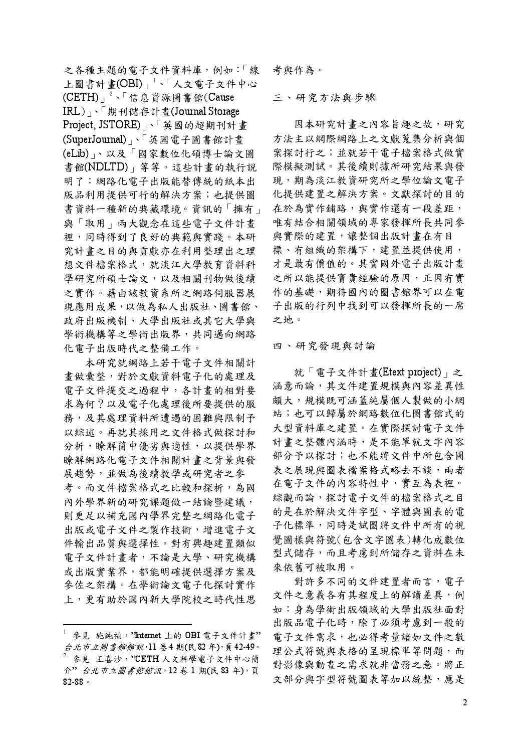之各種主題的電子文件資料庫，例如：「線上圖書計畫(OBI)」[1]、「人文電子文件中心(CETH)」[2]、「信息資源圖書館(Cause IRL)」、「期刊儲存計畫(Journal Storage Project, JSTORE)」、「英國的超期刊計畫(SuperJournal)」、「英國電子圖書館計畫(eLib)」、以及「國家數位化碩博士論文圖書館(NDLTD)」等等。這些計畫的執行說明了：網路化電子出版能替傳統的紙本出版品利用提供可行的解決方案；也提供圖書資料一種新的典藏環境。資訊的「擁有」與「取用」兩大觀念在這些電子文件計畫裡，同時得到了良好的典範與實踐。本研究計畫之目的與貢獻亦在利用整理出之理想文件檔案格式，就淡江大學教育資料科學研究所碩士論文，以及相關刊物做後續之實作。藉由該教資系所之網路伺服器展現應用成果，以做為私人出版社、圖書館、政府出版機制、大學出版社或其它大學與學術機構等之學術出版界，共同邁向網路化電子出版時代之整備工作。

本研究就網路上若干電子文件相關計畫做彙整，對於文獻資料電子化的處理及電子文件提交之過程中，各計畫的相對要求為何？以及電子化處理後所要提供的服務，及其處理資料所遭遇的困難與限制予以綜述。再就其採用之文件格式做探討和分析，瞭解箇中優劣與適性，以提供學界瞭解網路化電子文件相關計畫之背景與發展趨勢，並做為後續教學或研究者之參考。而文件檔案格式之比較和探析，為國內外學界新的研究課題做一結論暨建議，則更足以補充國內學界完整之網路化電子出版或電子文件之製作技術，增進電子文件輸出品質與選擇性。對有興趣建置類似電子文件計畫者，不論是大學、研究機構或出版實業界，都能明確提供選擇方案及參佐之架構。在學術論文電子化探討實作上，更有助於國內新大學院校之時代性思考與作為。

## 三、研究方法與步驟

因本研究計畫之內容旨趣之故，研究方法主以網際網路上之文獻蒐集分析與個案探討行之；並就若干電子檔案格式做實際模擬測試。其後續則據所研究結果與發現，期為淡江教資研究所之學位論文電子化提供建置之解決方案。文獻探討的目的在於為實作鋪路，與實作還有一段差距，唯有結合相關領域的專家發揮所長共同參與實際的建置，讓整個出版計畫在有目標、有組織的架構下，建置並提供使用，才是最有價值的。其實國外電子出版計畫之所以能提供寶貴經驗的原因，正因有實作的基礎，期待國內的圖書館界可以在電子出版的行列中找到可以發揮所長的一席之地。

## 四、研究發現與討論

就「電子文件計畫(Etext project)」之涵意而論，其文件建置規模與內容差異性頗大，規模既可涵蓋純屬個人製做的小網站；也可以歸屬於網路數位化圖書館式的大型資料庫之建置。在實際探討電子文件計畫之整體內涵時，是不能單就文字內容部分予以探討；也不能將文件中所包含圖表之展現與圖表檔案格式略去不談，兩者在電子文件的內容特性中，實互為表裡。綜觀而論，探討電子文件的檔案格式之目的是在於解決文件字型、字體與圖表的電子化標準，同時是試圖將文件中所有的視覺圖樣與符號(包含文字圖表)轉化成數位型式儲存，而且考慮到所儲存之資料在未來依舊可被取用。

對許多不同的文件建置者而言，電子文件之意義各有其程度上的解讀差異，例如：身為學術出版領域的大學出版社面對出版品電子化時，除了必須考慮到一般的電子文件需求，也必得考量諸如文件之數理公式符號與表格的呈現標準等問題，而對影像與動畫之需求就非當務之急。將正文部分與字型符號圖表等加以統整，應是

---

[1] 參見 施純福，"Internet 上的 OBI 電子文件計畫" *台北市立圖書館館訊*，11 卷 4 期(民 82 年)，頁 42-49。

[2] 參見 王喜沙，"CETH 人文科學電子文件中心簡介" *台北市立圖書館館訊*，12 卷 1 期(民 83 年)，頁 82-88。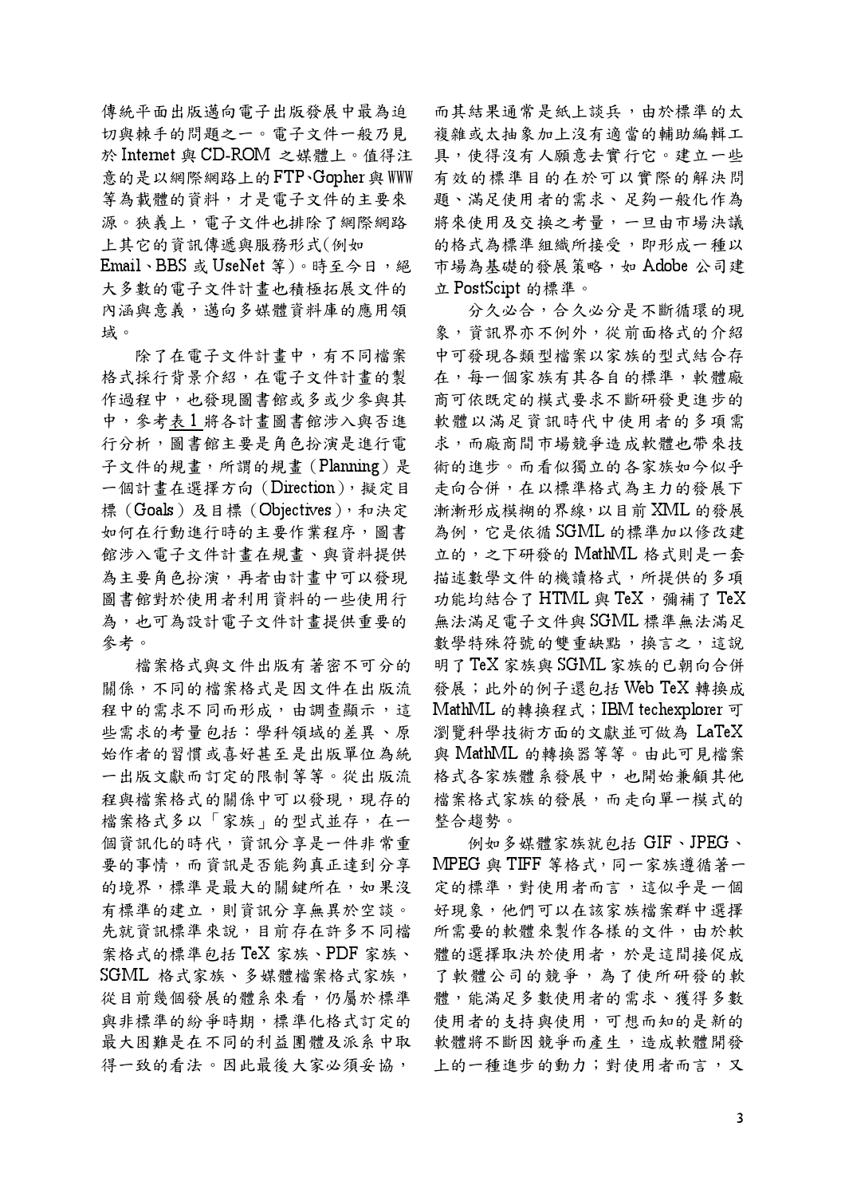傳統平面出版邁向電子出版發展中最為迫切與棘手的問題之一。電子文件一般乃見於 Internet 與 CD-ROM 之媒體上。值得注意的是以網際網路上的 FTP、Gopher 與 WWW 等為載體的資料，才是電子文件的主要來源。狹義上，電子文件也排除了網際網路上其它的資訊傳遞與服務形式(例如 Email、BBS 或 UseNet 等)。時至今日，絕大多數的電子文件計畫也積極拓展文件的內涵與意義，邁向多媒體資料庫的應用領域。

除了在電子文件計畫中，有不同檔案格式採行背景介紹，在電子文件計畫的製作過程中，也發現圖書館或多或少參與其中，參考表 1 將各計畫圖書館涉入與否進行分析，圖書館主要是角色扮演是進行電子文件的規畫，所謂的規畫（Planning）是一個計畫在選擇方向（Direction），擬定目標（Goals）及目標（Objectives），和決定如何在行動進行時的主要作業程序，圖書館涉入電子文件計畫在規畫、與資料提供為主要角色扮演，再者由計畫中可以發現圖書館對於使用者利用資料的一些使用行為，也可為設計電子文件計畫提供重要的參考。

檔案格式與文件出版有著密不可分的關係，不同的檔案格式是因文件在出版流程中的需求不同而形成，由調查顯示，這些需求的考量包括：學科領域的差異、原始作者的習慣或喜好甚至是出版單位為統一出版文獻而訂定的限制等等。從出版流程與檔案格式的關係中可以發現，現存的檔案格式多以「家族」的型式並存，在一個資訊化的時代，資訊分享是一件非常重要的事情，而資訊是否能夠真正達到分享的境界，標準是最大的關鍵所在，如果沒有標準的建立，則資訊分享無異於空談。先就資訊標準來說，目前存在許多不同檔案格式的標準包括 TeX 家族、PDF 家族、SGML 格式家族、多媒體檔案格式家族，從目前幾個發展的體系來看，仍屬於標準與非標準的紛爭時期，標準化格式訂定的最大困難是在不同的利益團體及派系中取得一致的看法。因此最後大家必須妥協，而其結果通常是紙上談兵，由於標準的太複雜或太抽象加上沒有適當的輔助編輯工具，使得沒有人願意去實行它。建立一些有效的標準目的在於可以實際的解決問題、滿足使用者的需求、足夠一般化作為將來使用及交換之考量，一旦由市場決議的格式為標準組織所接受，即形成一種以市場為基礎的發展策略，如 Adobe 公司建立 PostScipt 的標準。

分久必合，合久必分是不斷循環的現象，資訊界亦不例外，從前面格式的介紹中可發現各類型檔案以家族的型式結合存在，每一個家族有其各自的標準，軟體廠商可依既定的模式要求不斷研發更進步的軟體以滿足資訊時代中使用者的多項需求，而廠商間市場競爭造成軟體也帶來技術的進步。而看似獨立的各家族如今似乎走向合併，在以標準格式為主力的發展下漸漸形成模糊的界線，以目前 XML 的發展為例，它是依循 SGML 的標準加以修改建立的，之下研發的 MathML 格式則是一套描述數學文件的機讀格式，所提供的多項功能均結合了 HTML 與 TeX，彌補了 TeX 無法滿足電子文件與 SGML 標準無法滿足數學特殊符號的雙重缺點，換言之，這說明了 TeX 家族與 SGML 家族的已朝向合併發展；此外的例子還包括 Web TeX 轉換成 MathML 的轉換程式；IBM techexplorer 可瀏覽科學技術方面的文獻並可做為 LaTeX 與 MathML 的轉換器等等。由此可見檔案格式各家族體系發展中，也開始兼顧其他檔案格式家族的發展，而走向單一模式的整合趨勢。

例如多媒體家族就包括 GIF、JPEG、MPEG 與 TIFF 等格式，同一家族遵循著一定的標準，對使用者而言，這似乎是一個好現象，他們可以在該家族檔案群中選擇所需要的軟體來製作各樣的文件，由於軟體的選擇取決於使用者，於是這間接促成了軟體公司的競爭，為了使所研發的軟體，能滿足多數使用者的需求、獲得多數使用者的支持與使用，可想而知的是新的軟體將不斷因競爭而產生，造成軟體開發上的一種進步的動力；對使用者而言，又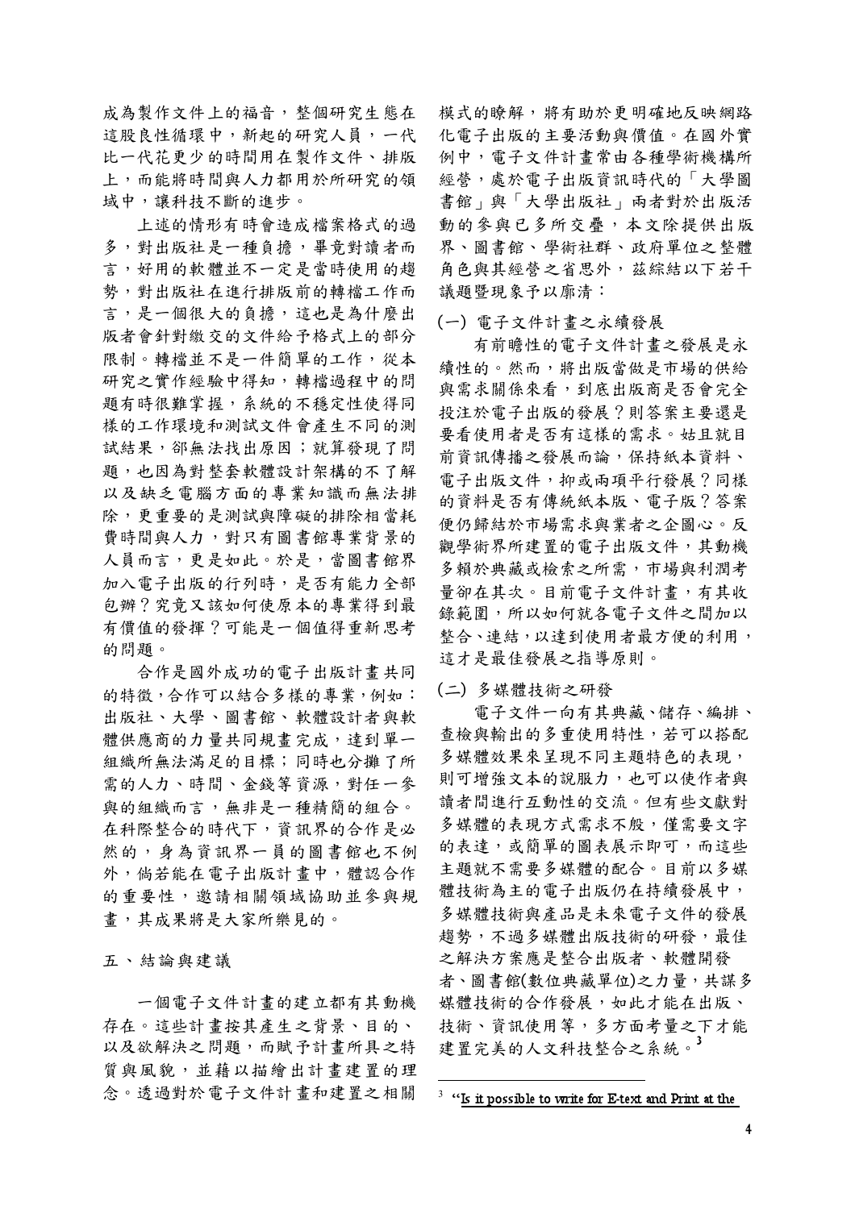成為製作文件上的福音，整個研究生態在這股良性循環中，新起的研究人員，一代比一代花更少的時間用在製作文件、排版上，而能將時間與人力都用於所研究的領域中，讓科技不斷的進步。

上述的情形有時會造成檔案格式的過多，對出版社是一種負擔，畢竟對讀者而言，好用的軟體並不一定是當時使用的趨勢，對出版社在進行排版前的轉檔工作而言，是一個很大的負擔，這也是為什麼出版者會針對繳交的文件給予格式上的部分限制。轉檔並不是一件簡單的工作，從本研究之實作經驗中得知，轉檔過程中的問題有時很難掌握，系統的不穩定性使得同樣的工作環境和測試文件會產生不同的測試結果，卻無法找出原因；就算發現了問題，也因為對整套軟體設計架構的不了解以及缺乏電腦方面的專業知識而無法排除，更重要的是測試與障礙的排除相當耗費時間與人力，對只有圖書館專業背景的人員而言，更是如此。於是，當圖書館界加入電子出版的行列時，是否有能力全部包辦？究竟又該如何使原本的專業得到最有價值的發揮？可能是一個值得重新思考的問題。

合作是國外成功的電子出版計畫共同的特徵，合作可以結合多樣的專業，例如：出版社、大學、圖書館、軟體設計者與軟體供應商的力量共同規畫完成，達到單一組織所無法滿足的目標；同時也分攤了所需的人力、時間、金錢等資源，對任一參與的組織而言，無非是一種精簡的組合。在科際整合的時代下，資訊界的合作是必然的，身為資訊界一員的圖書館也不例外，倘若能在電子出版計畫中，體認合作的重要性，邀請相關領域協助並參與規畫，其成果將是大家所樂見的。

## 五、結論與建議

一個電子文件計畫的建立都有其動機存在。這些計畫按其產生之背景、目的、以及欲解決之問題，而賦予計畫所具之特質與風貌，並藉以描繪出計畫建置的理念。透過對於電子文件計畫和建置之相關模式的瞭解，將有助於更明確地反映網路化電子出版的主要活動與價值。在國外實例中，電子文件計畫常由各種學術機構所經營，處於電子出版資訊時代的「大學圖書館」與「大學出版社」兩者對於出版活動的參與已多所交疊，本文除提供出版界、圖書館、學術社群、政府單位之整體角色與其經營之省思外，茲綜結以下若干議題暨現象予以廓清：

### (一) 電子文件計畫之永續發展

有前瞻性的電子文件計畫之發展是永續性的。然而，將出版當做是市場的供給與需求關係來看，到底出版商是否會完全投注於電子出版的發展？則答案主要還是要看使用者是否有這樣的需求。姑且就目前資訊傳播之發展而論，保持紙本資料、電子出版文件，抑或兩項平行發展？同樣的資料是否有傳統紙本版、電子版？答案便仍歸結於市場需求與業者之企圖心。反觀學術界所建置的電子出版文件，其動機多賴於典藏或檢索之所需，市場與利潤考量卻在其次。目前電子文件計畫，有其收錄範圍，所以如何就各電子文件之間加以整合、連結，以達到使用者最方便的利用，這才是最佳發展之指導原則。

### (二) 多媒體技術之研發

電子文件一向有其典藏、儲存、編排、查檢與輸出的多重使用特性，若可以搭配多媒體效果來呈現不同主題特色的表現，則可增強文本的說服力，也可以使作者與讀者間進行互動性的交流。但有些文獻對多媒體的表現方式需求不般，僅需要文字的表達，或簡單的圖表展示即可，而這些主題就不需要多媒體的配合。目前以多媒體技術為主的電子出版仍在持續發展中，多媒體技術與產品是未來電子文件的發展趨勢，不過多媒體出版技術的研發，最佳之解決方案應是整合出版者、軟體開發者、圖書館(數位典藏單位)之力量，共謀多媒體技術的合作發展，如此才能在出版、技術、資訊使用等，多方面考量之下才能建置完美的人文科技整合之系統。[3]

---

[3] "Is it possible to write for E-text and Print at the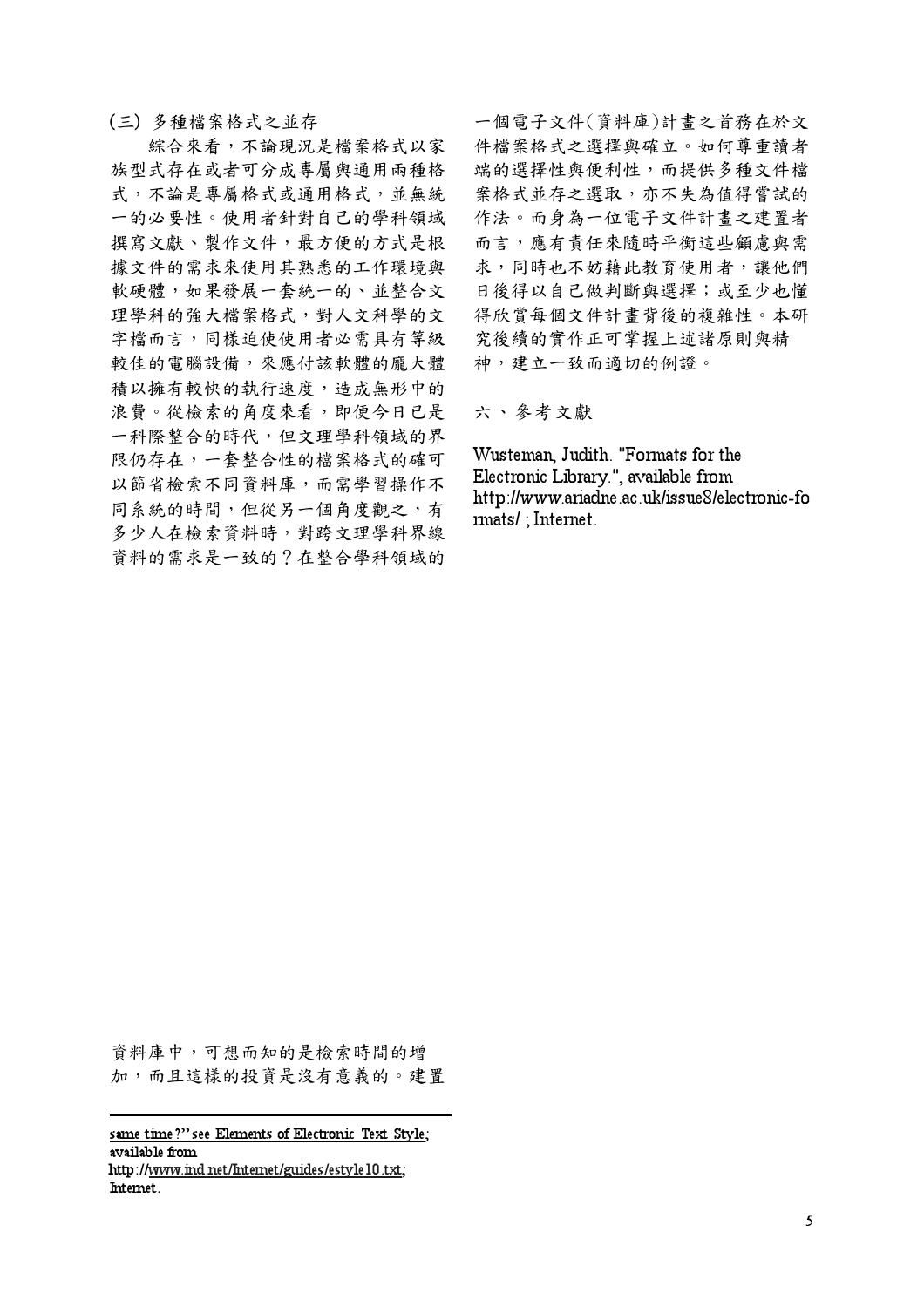### (三) 多種檔案格式之並存

綜合來看，不論現況是檔案格式以家族型式存在或者可分成專屬與通用兩種格式，不論是專屬格式或通用格式，並無統一的必要性。使用者針對自己的學科領域撰寫文獻、製作文件，最方便的方式是根據文件的需求來使用其熟悉的工作環境與軟硬體，如果發展一套統一的、並整合文理學科的強大檔案格式，對人文科學的文字檔而言，同樣迫使使用者必需具有等級較佳的電腦設備，來應付該軟體的龐大體積以擁有較快的執行速度，造成無形中的浪費。從檢索的角度來看，即便今日已是一科際整合的時代，但文理學科領域的界限仍存在，一套整合性的檔案格式的確可以節省檢索不同資料庫，而需學習操作不同系統的時間，但從另一個角度觀之，有多少人在檢索資料時，對跨文理學科界線資料的需求是一致的？在整合學科領域的資料庫中，可想而知的是檢索時間的增加，而且這樣的投資是沒有意義的。建置一個電子文件(資料庫)計畫之首務在於文件檔案格式之選擇與確立。如何尊重讀者端的選擇性與便利性，而提供多種文件檔案格式並存之選取，亦不失為值得嘗試的作法。而身為一位電子文件計畫之建置者而言，應有責任來隨時平衡這些顧慮與需求，同時也不妨藉此教育使用者，讓他們日後得以自己做判斷與選擇；或至少也懂得欣賞每個文件計畫背後的複雜性。本研究後續的實作正可掌握上述諸原則與精神，建立一致而適切的例證。

## 六、參考文獻

Wusteman, Judith. "Formats for the Electronic Library.", available from http://www.ariadne.ac.uk/issue8/electronic-formats/ ; Internet.

---

same time?" see Elements of Electronic Text Style; available from http://www.ind.net/Internet/guides/estyle10.txt; Internet.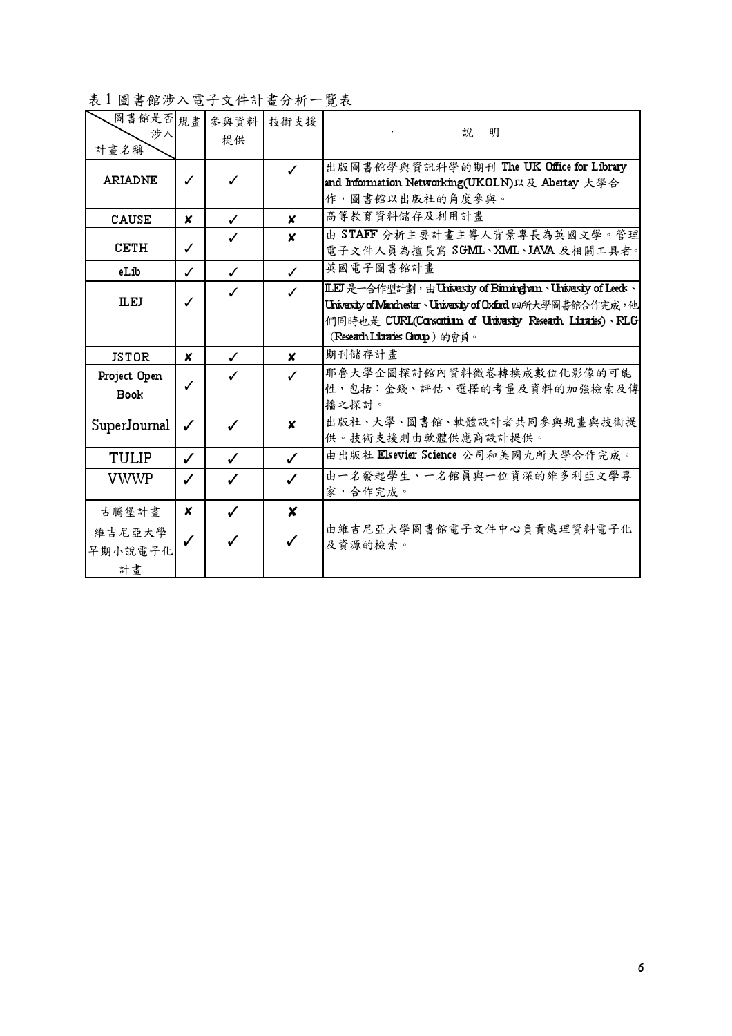表 1 圖書館涉入電子文件計畫分析一覽表

| 計畫名稱 \ 圖書館是否涉入 | 規畫 | 參與資料提供 | 技術支援 | 說明 |
|---|---|---|---|---|
| ARIADNE | ✓ | ✓ | ✓ | 出版圖書館學與資訊科學的期刊 The UK Office for Library and Information Networking(UKOLN)以及 Abertay 大學合作，圖書館以出版社的角度參與。 |
| CAUSE | ✘ | ✓ | ✘ | 高等教育資料儲存及利用計畫 |
| CETH | ✓ | ✓ | ✘ | 由 STAFF 分析主要計畫主導人背景專長為英國文學。管理電子文件人員為擅長寫 SGML、XML、JAVA 及相關工具者。 |
| eLib | ✓ | ✓ | ✓ | 英國電子圖書館計畫 |
| ILEJ | ✓ | ✓ | ✓ | ILEJ 是一合作型計劃，由 University of Birmingham、University of Leeds、University of Manchester、University of Oxford 四所大學圖書館合作完成，他們同時也是 CURL(Consortium of University Research Libraries)、RLG (Research Libraries Group) 的會員。 |
| JSTOR | ✘ | ✓ | ✘ | 期刊儲存計畫 |
| Project Open Book | ✓ | ✓ | ✓ | 耶魯大學企圖探討館內資料微卷轉換成數位化影像的可能性，包括：金錢、評估、選擇的考量及資料的加強檢索及傳播之探討。 |
| SuperJournal | ✓ | ✓ | ✘ | 出版社、大學、圖書館、軟體設計者共同參與規畫與技術提供。技術支援則由軟體供應商設計提供。 |
| TULIP | ✓ | ✓ | ✓ | 由出版社 Elsevier Science 公司和美國九所大學合作完成。 |
| VWWP | ✓ | ✓ | ✓ | 由一名發起學生、一名館員與一位資深的維多利亞文學專家，合作完成。 |
| 古騰堡計畫 | ✘ | ✓ | ✘ | |
| 維吉尼亞大學早期小說電子化計畫 | ✓ | ✓ | ✓ | 由維吉尼亞大學圖書館電子文件中心負責處理資料電子化及資源的檢索。 |